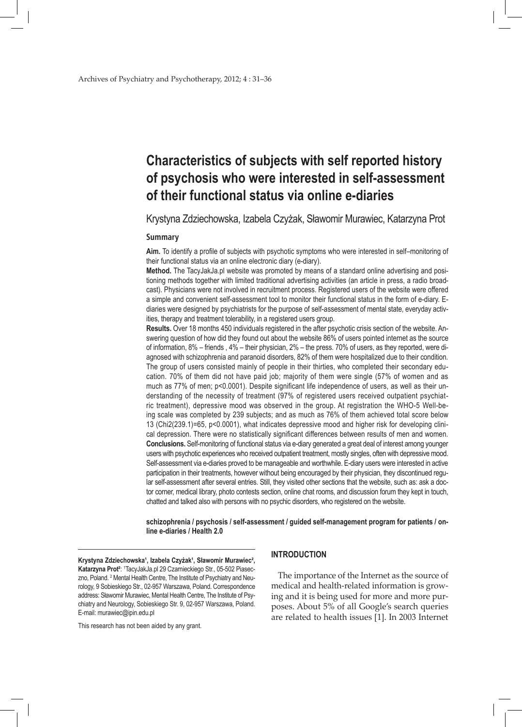# Characteristics of subjects with self reported history of psychosis who were interested in self-assessment of their functional status via online e-diaries

Krystyna Zdziechowska, Izabela Czyżak, Sławomir Murawiec, Katarzyna Prot

## Summary

**Aim.** To identify a profile of subjects with psychotic symptoms who were interested in self–monitoring of their functional status via an online electronic diary (e-diary).

**Method.** The TacyJakJa.pl website was promoted by means of a standard online advertising and positioning methods together with limited traditional advertising activities (an article in press, a radio broadcast). Physicians were not involved in recruitment process. Registered users of the website were offered a simple and convenient self-assessment tool to monitor their functional status in the form of e-diary. E-diaries were designed by psychiatrists for the purpose of self-assessment of mental state, everyday activities, therapy and treatment tolerability, in a registered users group.

**Results.** Over 18 months 450 individuals registered in the after psychotic crisis section of the website. Answering question of how did they found out about the website 86% of users pointed internet as the source of information, 8% – friends , 4% – their physician, 2% – the press. 70% of users, as they reported, were diagnosed with schizophrenia and paranoid disorders, 82% of them were hospitalized due to their condition. The group of users consisted mainly of people in their thirties, who completed their secondary education. 70% of them did not have paid job; majority of them were single (57% of women and as much as 77% of men; $p<0.0001$). Despite significant life independence of users, as well as their understanding of the necessity of treatment (97% of registered users received outpatient psychiatric treatment), depressive mood was observed in the group. At registration the WHO-5 Well-being scale was completed by 239 subjects; and as much as 76% of them achieved total score below 13 ($Chi2(239.1)=65$, $p<0.0001$), what indicates depressive mood and higher risk for developing clinical depression. There were no statistically significant differences between results of men and women.

**Conclusions.** Self-monitoring of functional status via e-diary generated a great deal of interest among younger users with psychotic experiences who received outpatient treatment, mostly singles, often with depressive mood. Self-assessment via e-diaries proved to be manageable and worthwhile. E-diary users were interested in active participation in their treatments, however without being encouraged by their physician, they discontinued regular self-assessment after several entries. Still, they visited other sections that the website, such as: ask a doctor corner, medical library, photo contests section, online chat rooms, and discussion forum they kept in touch, chatted and talked also with persons with no psychic disorders, who registered on the website.

**schizophrenia / psychosis / self-assessment / guided self-management program for patients / online e-diaries / Health 2.0**

---

**Krystyna Zdziechowska[1], Izabela Czyżak[1], Sławomir Murawiec[2], Katarzyna Prot[2]**: [1]TacyJakJa.pl 29 Czarnieckiego Str., 05-502 Piaseczno, Poland. [2] Mental Health Centre, The Institute of Psychiatry and Neurology, 9 Sobieskiego Str., 02-957 Warszawa, Poland. Correspondence address: Sławomir Murawiec, Mental Health Centre, The Institute of Psychiatry and Neurology, Sobieskiego Str. 9, 02-957 Warszawa, Poland. E-mail: murawiec@ipin.edu.pl

This research has not been aided by any grant.

## INTRODUCTION

The importance of the Internet as the source of medical and health-related information is growing and it is being used for more and more purposes. About 5% of all Google's search queries are related to health issues [1]. In 2003 Internet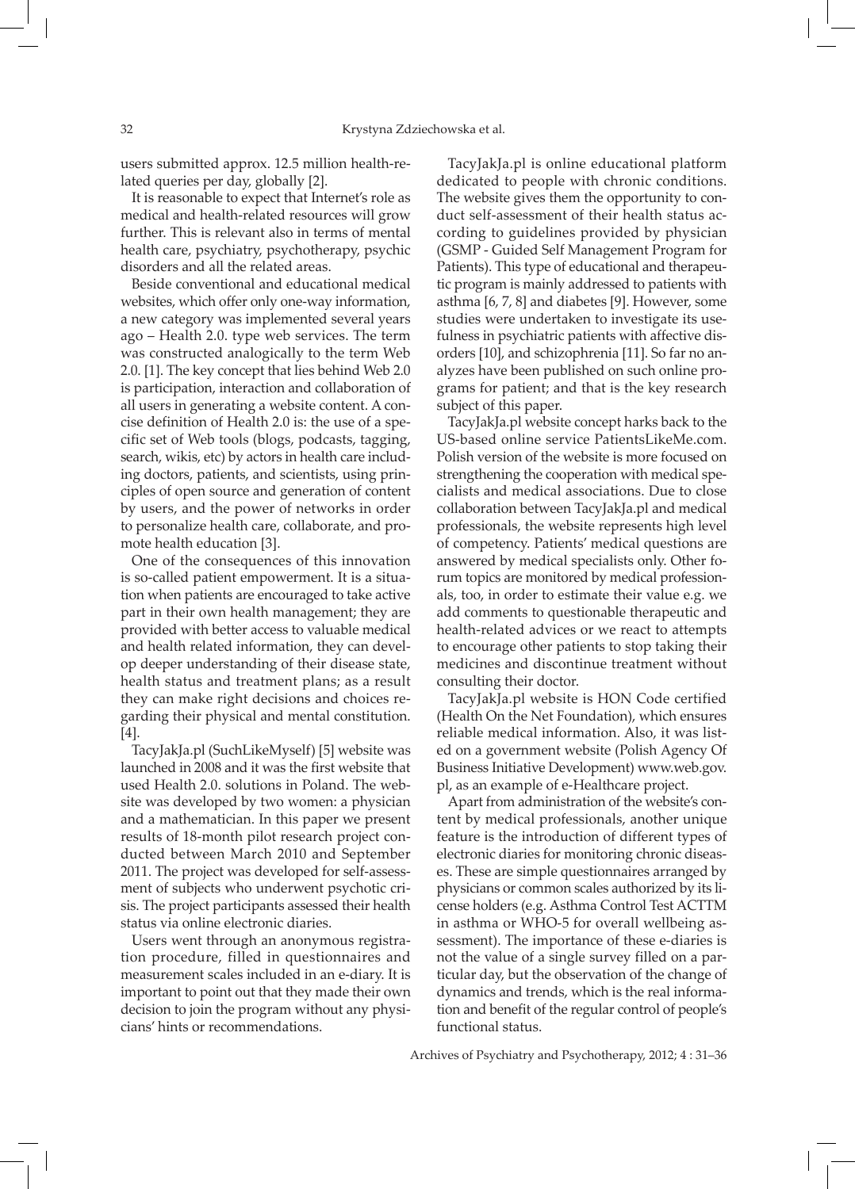users submitted approx. 12.5 million health-related queries per day, globally [2].

It is reasonable to expect that Internet's role as medical and health-related resources will grow further. This is relevant also in terms of mental health care, psychiatry, psychotherapy, psychic disorders and all the related areas.

Beside conventional and educational medical websites, which offer only one-way information, a new category was implemented several years ago – Health 2.0. type web services. The term was constructed analogically to the term Web 2.0. [1]. The key concept that lies behind Web 2.0 is participation, interaction and collaboration of all users in generating a website content. A concise definition of Health 2.0 is: the use of a specific set of Web tools (blogs, podcasts, tagging, search, wikis, etc) by actors in health care including doctors, patients, and scientists, using principles of open source and generation of content by users, and the power of networks in order to personalize health care, collaborate, and promote health education [3].

One of the consequences of this innovation is so-called patient empowerment. It is a situation when patients are encouraged to take active part in their own health management; they are provided with better access to valuable medical and health related information, they can develop deeper understanding of their disease state, health status and treatment plans; as a result they can make right decisions and choices regarding their physical and mental constitution. [4].

TacyJakJa.pl (SuchLikeMyself) [5] website was launched in 2008 and it was the first website that used Health 2.0. solutions in Poland. The website was developed by two women: a physician and a mathematician. In this paper we present results of 18-month pilot research project conducted between March 2010 and September 2011. The project was developed for self-assessment of subjects who underwent psychotic crisis. The project participants assessed their health status via online electronic diaries.

Users went through an anonymous registration procedure, filled in questionnaires and measurement scales included in an e-diary. It is important to point out that they made their own decision to join the program without any physicians' hints or recommendations.

TacyJakJa.pl is online educational platform dedicated to people with chronic conditions. The website gives them the opportunity to conduct self-assessment of their health status according to guidelines provided by physician (GSMP - Guided Self Management Program for Patients). This type of educational and therapeutic program is mainly addressed to patients with asthma [6, 7, 8] and diabetes [9]. However, some studies were undertaken to investigate its usefulness in psychiatric patients with affective disorders [10], and schizophrenia [11]. So far no analyzes have been published on such online programs for patient; and that is the key research subject of this paper.

TacyJakJa.pl website concept harks back to the US-based online service PatientsLikeMe.com. Polish version of the website is more focused on strengthening the cooperation with medical specialists and medical associations. Due to close collaboration between TacyJakJa.pl and medical professionals, the website represents high level of competency. Patients' medical questions are answered by medical specialists only. Other forum topics are monitored by medical professionals, too, in order to estimate their value e.g. we add comments to questionable therapeutic and health-related advices or we react to attempts to encourage other patients to stop taking their medicines and discontinue treatment without consulting their doctor.

TacyJakJa.pl website is HON Code certified (Health On the Net Foundation), which ensures reliable medical information. Also, it was listed on a government website (Polish Agency Of Business Initiative Development) www.web.gov.pl, as an example of e-Healthcare project.

Apart from administration of the website's content by medical professionals, another unique feature is the introduction of different types of electronic diaries for monitoring chronic diseases. These are simple questionnaires arranged by physicians or common scales authorized by its license holders (e.g. Asthma Control Test ACTTM in asthma or WHO-5 for overall wellbeing assessment). The importance of these e-diaries is not the value of a single survey filled on a particular day, but the observation of the change of dynamics and trends, which is the real information and benefit of the regular control of people's functional status.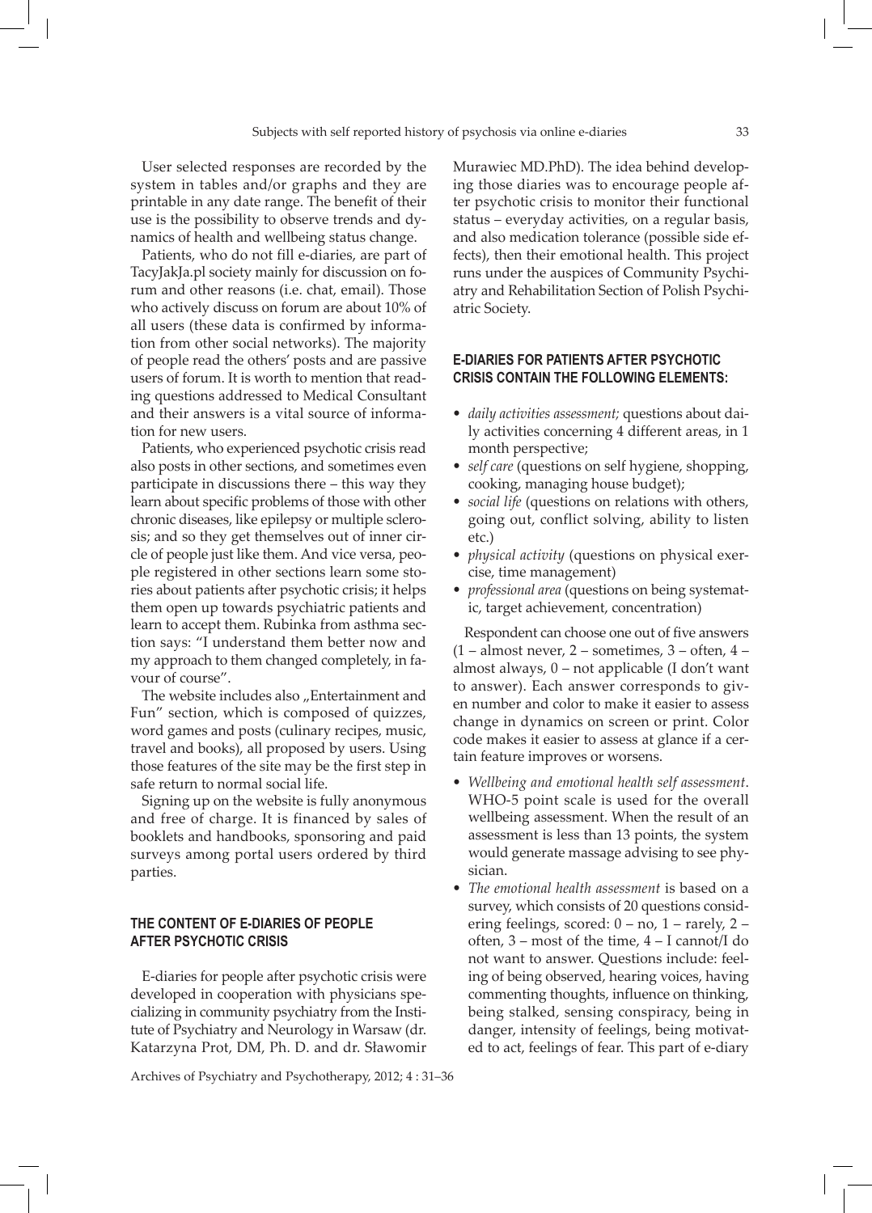User selected responses are recorded by the system in tables and/or graphs and they are printable in any date range. The benefit of their use is the possibility to observe trends and dynamics of health and wellbeing status change.

Patients, who do not fill e-diaries, are part of TacyJakJa.pl society mainly for discussion on forum and other reasons (i.e. chat, email). Those who actively discuss on forum are about 10% of all users (these data is confirmed by information from other social networks). The majority of people read the others' posts and are passive users of forum. It is worth to mention that reading questions addressed to Medical Consultant and their answers is a vital source of information for new users.

Patients, who experienced psychotic crisis read also posts in other sections, and sometimes even participate in discussions there – this way they learn about specific problems of those with other chronic diseases, like epilepsy or multiple sclerosis; and so they get themselves out of inner circle of people just like them. And vice versa, people registered in other sections learn some stories about patients after psychotic crisis; it helps them open up towards psychiatric patients and learn to accept them. Rubinka from asthma section says: "I understand them better now and my approach to them changed completely, in favour of course".

The website includes also „Entertainment and Fun" section, which is composed of quizzes, word games and posts (culinary recipes, music, travel and books), all proposed by users. Using those features of the site may be the first step in safe return to normal social life.

Signing up on the website is fully anonymous and free of charge. It is financed by sales of booklets and handbooks, sponsoring and paid surveys among portal users ordered by third parties.

## THE CONTENT OF E-DIARIES OF PEOPLE AFTER PSYCHOTIC CRISIS

E-diaries for people after psychotic crisis were developed in cooperation with physicians specializing in community psychiatry from the Institute of Psychiatry and Neurology in Warsaw (dr. Katarzyna Prot, DM, Ph. D. and dr. Sławomir Murawiec MD.PhD). The idea behind developing those diaries was to encourage people after psychotic crisis to monitor their functional status – everyday activities, on a regular basis, and also medication tolerance (possible side effects), then their emotional health. This project runs under the auspices of Community Psychiatry and Rehabilitation Section of Polish Psychiatric Society.

## E-DIARIES FOR PATIENTS AFTER PSYCHOTIC CRISIS CONTAIN THE FOLLOWING ELEMENTS:

- *daily activities assessment;* questions about daily activities concerning 4 different areas, in 1 month perspective;
- *self care* (questions on self hygiene, shopping, cooking, managing house budget);
- *social life* (questions on relations with others, going out, conflict solving, ability to listen etc.)
- *physical activity* (questions on physical exercise, time management)
- *professional area* (questions on being systematic, target achievement, concentration)

Respondent can choose one out of five answers (1 – almost never, 2 – sometimes, 3 – often, 4 – almost always, 0 – not applicable (I don't want to answer). Each answer corresponds to given number and color to make it easier to assess change in dynamics on screen or print. Color code makes it easier to assess at glance if a certain feature improves or worsens.

- *Wellbeing and emotional health self assessment*. WHO-5 point scale is used for the overall wellbeing assessment. When the result of an assessment is less than 13 points, the system would generate massage advising to see physician.
- *The emotional health assessment* is based on a survey, which consists of 20 questions considering feelings, scored: 0 – no, 1 – rarely, 2 – often, 3 – most of the time, 4 – I cannot/I do not want to answer. Questions include: feeling of being observed, hearing voices, having commenting thoughts, influence on thinking, being stalked, sensing conspiracy, being in danger, intensity of feelings, being motivated to act, feelings of fear. This part of e-diary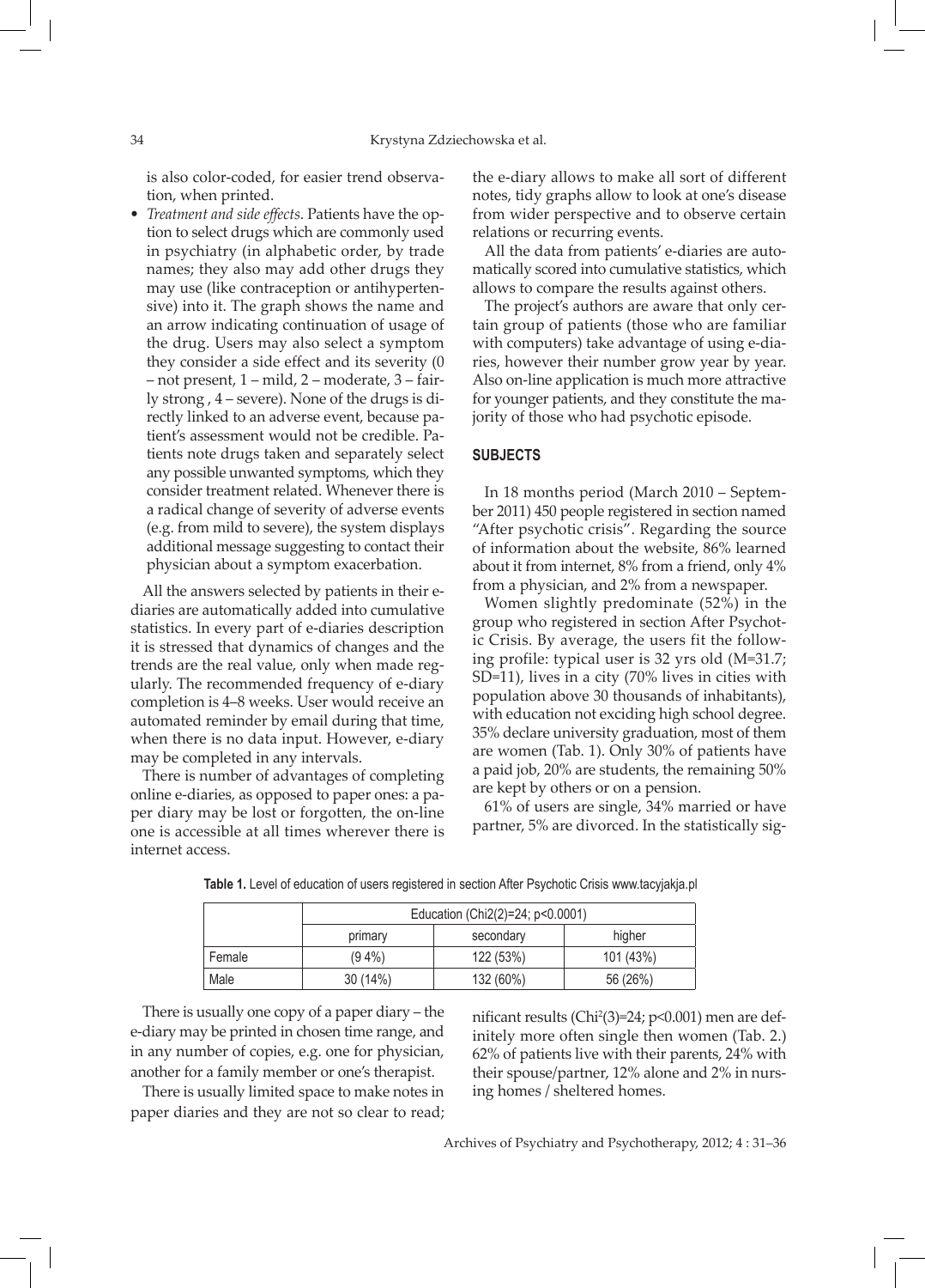is also color-coded, for easier trend observation, when printed.

- *Treatment and side effects*. Patients have the option to select drugs which are commonly used in psychiatry (in alphabetic order, by trade names; they also may add other drugs they may use (like contraception or antihypertensive) into it. The graph shows the name and an arrow indicating continuation of usage of the drug. Users may also select a symptom they consider a side effect and its severity (0 – not present, 1 – mild, 2 – moderate, 3 – fairly strong , 4 – severe). None of the drugs is directly linked to an adverse event, because patient's assessment would not be credible. Patients note drugs taken and separately select any possible unwanted symptoms, which they consider treatment related. Whenever there is a radical change of severity of adverse events (e.g. from mild to severe), the system displays additional message suggesting to contact their physician about a symptom exacerbation.

All the answers selected by patients in their e-diaries are automatically added into cumulative statistics. In every part of e-diaries description it is stressed that dynamics of changes and the trends are the real value, only when made regularly. The recommended frequency of e-diary completion is 4–8 weeks. User would receive an automated reminder by email during that time, when there is no data input. However, e-diary may be completed in any intervals.

There is number of advantages of completing online e-diaries, as opposed to paper ones: a paper diary may be lost or forgotten, the on-line one is accessible at all times wherever there is internet access.

There is usually one copy of a paper diary – the e-diary may be printed in chosen time range, and in any number of copies, e.g. one for physician, another for a family member or one's therapist.

There is usually limited space to make notes in paper diaries and they are not so clear to read; the e-diary allows to make all sort of different notes, tidy graphs allow to look at one's disease from wider perspective and to observe certain relations or recurring events.

All the data from patients' e-diaries are automatically scored into cumulative statistics, which allows to compare the results against others.

The project's authors are aware that only certain group of patients (those who are familiar with computers) take advantage of using e-diaries, however their number grow year by year. Also on-line application is much more attractive for younger patients, and they constitute the majority of those who had psychotic episode.

## SUBJECTS

In 18 months period (March 2010 – September 2011) 450 people registered in section named "After psychotic crisis". Regarding the source of information about the website, 86% learned about it from internet, 8% from a friend, only 4% from a physician, and 2% from a newspaper.

Women slightly predominate (52%) in the group who registered in section After Psychotic Crisis. By average, the users fit the following profile: typical user is 32 yrs old (M=31.7; SD=11), lives in a city (70% lives in cities with population above 30 thousands of inhabitants), with education not exciding high school degree. 35% declare university graduation, most of them are women (Tab. 1). Only 30% of patients have a paid job, 20% are students, the remaining 50% are kept by others or on a pension.

61% of users are single, 34% married or have partner, 5% are divorced. In the statistically significant results ($Chi^2(3)=24$; $p<0.001$) men are definitely more often single then women (Tab. 2.) 62% of patients live with their parents, 24% with their spouse/partner, 12% alone and 2% in nursing homes / sheltered homes.

**Table 1.** Level of education of users registered in section After Psychotic Crisis www.tacyjakja.pl

| | Education ($Chi2(2)=24$; $p<0.0001$) | | |
|---|---|---|---|
| | primary | secondary | higher |
| Female | (9 4%) | 122 (53%) | 101 (43%) |
| Male | 30 (14%) | 132 (60%) | 56 (26%) |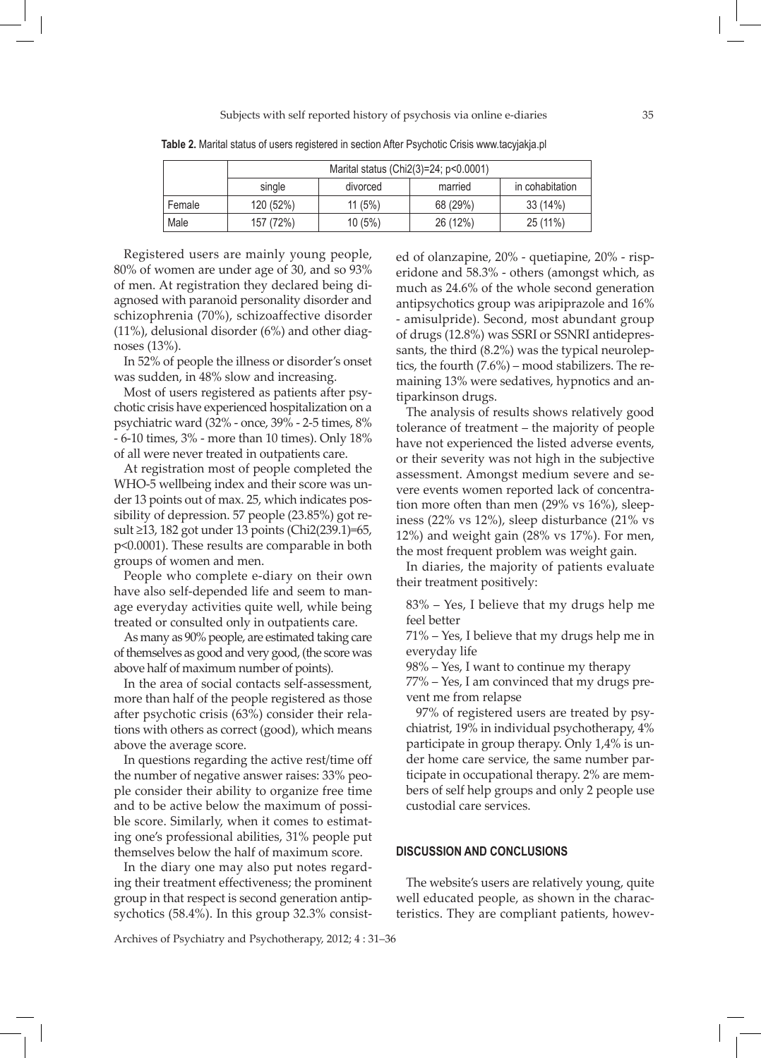**Table 2.** Marital status of users registered in section After Psychotic Crisis www.tacyjakja.pl

| | Marital status (Chi2(3)=24; p<0.0001) | | | |
|---|---|---|---|---|
| | single | divorced | married | in cohabitation |
| Female | 120 (52%) | 11 (5%) | 68 (29%) | 33 (14%) |
| Male | 157 (72%) | 10 (5%) | 26 (12%) | 25 (11%) |

Registered users are mainly young people, 80% of women are under age of 30, and so 93% of men. At registration they declared being diagnosed with paranoid personality disorder and schizophrenia (70%), schizoaffective disorder (11%), delusional disorder (6%) and other diagnoses (13%).

In 52% of people the illness or disorder's onset was sudden, in 48% slow and increasing.

Most of users registered as patients after psychotic crisis have experienced hospitalization on a psychiatric ward (32% - once, 39% - 2-5 times, 8% - 6-10 times, 3% - more than 10 times). Only 18% of all were never treated in outpatients care.

At registration most of people completed the WHO-5 wellbeing index and their score was under 13 points out of max. 25, which indicates possibility of depression. 57 people (23.85%) got result ≥13, 182 got under 13 points (Chi2(239.1)=65, p<0.0001). These results are comparable in both groups of women and men.

People who complete e-diary on their own have also self-depended life and seem to manage everyday activities quite well, while being treated or consulted only in outpatients care.

As many as 90% people, are estimated taking care of themselves as good and very good, (the score was above half of maximum number of points).

In the area of social contacts self-assessment, more than half of the people registered as those after psychotic crisis (63%) consider their relations with others as correct (good), which means above the average score.

In questions regarding the active rest/time off the number of negative answer raises: 33% people consider their ability to organize free time and to be active below the maximum of possible score. Similarly, when it comes to estimating one's professional abilities, 31% people put themselves below the half of maximum score.

In the diary one may also put notes regarding their treatment effectiveness; the prominent group in that respect is second generation antipsychotics (58.4%). In this group 32.3% consisted of olanzapine, 20% - quetiapine, 20% - risperidone and 58.3% - others (amongst which, as much as 24.6% of the whole second generation antipsychotics group was aripiprazole and 16% - amisulpride). Second, most abundant group of drugs (12.8%) was SSRI or SSNRI antidepressants, the third (8.2%) was the typical neuroleptics, the fourth (7.6%) – mood stabilizers. The remaining 13% were sedatives, hypnotics and antiparkinson drugs.

The analysis of results shows relatively good tolerance of treatment – the majority of people have not experienced the listed adverse events, or their severity was not high in the subjective assessment. Amongst medium severe and severe events women reported lack of concentration more often than men (29% vs 16%), sleepiness (22% vs 12%), sleep disturbance (21% vs 12%) and weight gain (28% vs 17%). For men, the most frequent problem was weight gain.

In diaries, the majority of patients evaluate their treatment positively:

83% – Yes, I believe that my drugs help me feel better

71% – Yes, I believe that my drugs help me in everyday life

98% – Yes, I want to continue my therapy

77% – Yes, I am convinced that my drugs prevent me from relapse

97% of registered users are treated by psychiatrist, 19% in individual psychotherapy, 4% participate in group therapy. Only 1,4% is under home care service, the same number participate in occupational therapy. 2% are members of self help groups and only 2 people use custodial care services.

## DISCUSSION AND CONCLUSIONS

The website's users are relatively young, quite well educated people, as shown in the characteristics. They are compliant patients, howev-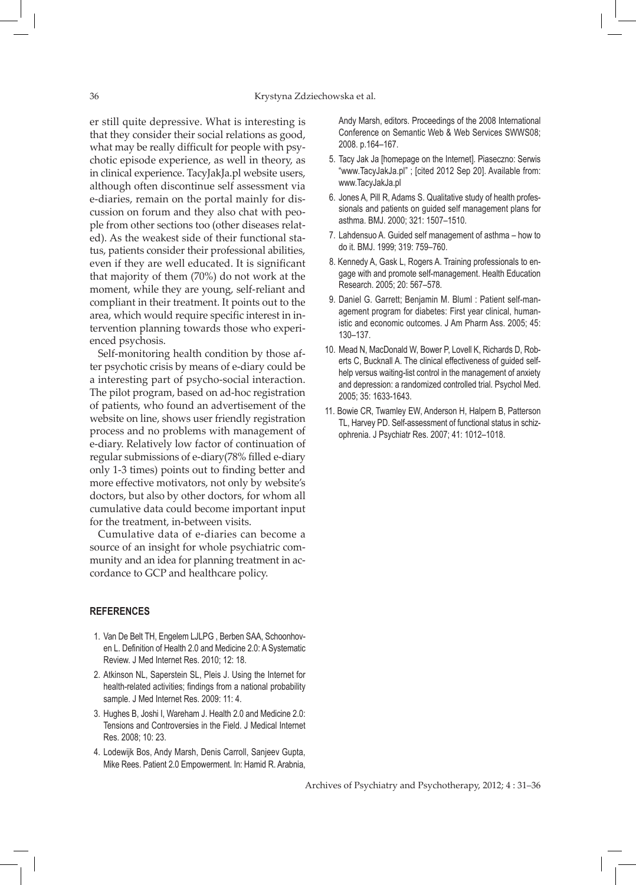er still quite depressive. What is interesting is that they consider their social relations as good, what may be really difficult for people with psychotic episode experience, as well in theory, as in clinical experience. TacyJakJa.pl website users, although often discontinue self assessment via e-diaries, remain on the portal mainly for discussion on forum and they also chat with people from other sections too (other diseases related). As the weakest side of their functional status, patients consider their professional abilities, even if they are well educated. It is significant that majority of them (70%) do not work at the moment, while they are young, self-reliant and compliant in their treatment. It points out to the area, which would require specific interest in intervention planning towards those who experienced psychosis.

Self-monitoring health condition by those after psychotic crisis by means of e-diary could be a interesting part of psycho-social interaction. The pilot program, based on ad-hoc registration of patients, who found an advertisement of the website on line, shows user friendly registration process and no problems with management of e-diary. Relatively low factor of continuation of regular submissions of e-diary(78% filled e-diary only 1-3 times) points out to finding better and more effective motivators, not only by website's doctors, but also by other doctors, for whom all cumulative data could become important input for the treatment, in-between visits.

Cumulative data of e-diaries can become a source of an insight for whole psychiatric community and an idea for planning treatment in accordance to GCP and healthcare policy.

## REFERENCES

1. Van De Belt TH, Engelem LJLPG , Berben SAA, Schoonhoven L. Definition of Health 2.0 and Medicine 2.0: A Systematic Review. J Med Internet Res. 2010; 12: 18.
2. Atkinson NL, Saperstein SL, Pleis J. Using the Internet for health-related activities; findings from a national probability sample. J Med Internet Res. 2009: 11: 4.
3. Hughes B, Joshi I, Wareham J. Health 2.0 and Medicine 2.0: Tensions and Controversies in the Field. J Medical Internet Res. 2008; 10: 23.
4. Lodewijk Bos, Andy Marsh, Denis Carroll, Sanjeev Gupta, Mike Rees. Patient 2.0 Empowerment. In: Hamid R. Arabnia, Andy Marsh, editors. Proceedings of the 2008 International Conference on Semantic Web & Web Services SWWS08; 2008. p.164–167.
5. Tacy Jak Ja [homepage on the Internet]. Piaseczno: Serwis "www.TacyJakJa.pl" ; [cited 2012 Sep 20]. Available from: www.TacyJakJa.pl
6. Jones A, Pill R, Adams S. Qualitative study of health professionals and patients on guided self management plans for asthma. BMJ. 2000; 321: 1507–1510.
7. Lahdensuo A. Guided self management of asthma – how to do it. BMJ. 1999; 319: 759–760.
8. Kennedy A, Gask L, Rogers A. Training professionals to engage with and promote self-management. Health Education Research. 2005; 20: 567–578.
9. Daniel G. Garrett; Benjamin M. Bluml : Patient self-management program for diabetes: First year clinical, humanistic and economic outcomes. J Am Pharm Ass. 2005; 45: 130–137.
10. Mead N, MacDonald W, Bower P, Lovell K, Richards D, Roberts C, Bucknall A. The clinical effectiveness of guided self-help versus waiting-list control in the management of anxiety and depression: a randomized controlled trial. Psychol Med. 2005; 35: 1633-1643.
11. Bowie CR, Twamley EW, Anderson H, Halpern B, Patterson TL, Harvey PD. Self-assessment of functional status in schizophrenia. J Psychiatr Res. 2007; 41: 1012–1018.